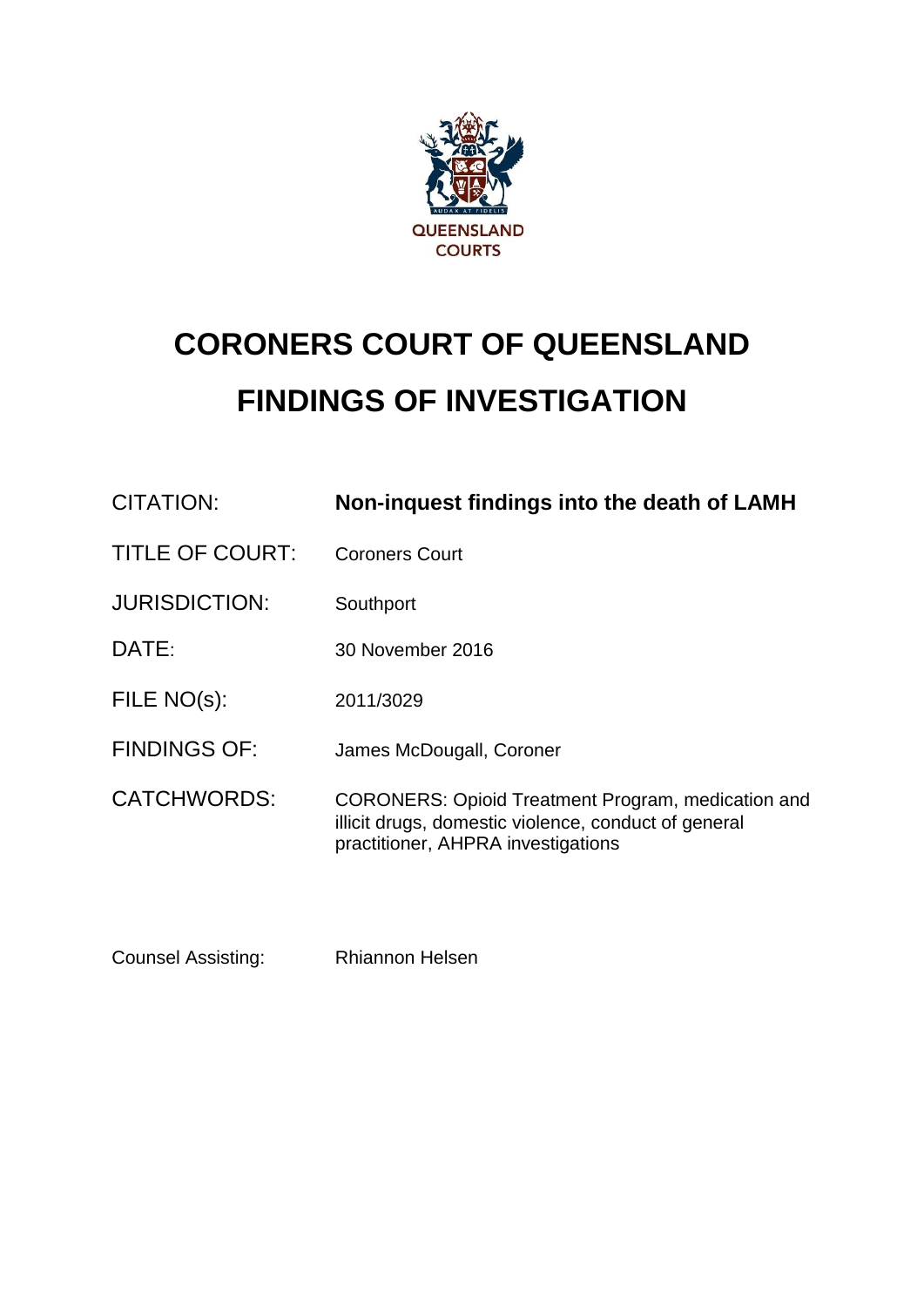QUEENSLAND COURTS

# CORONERS COURT OF QUEENSLAND

# FINDINGS OF INVESTIGATION

| | |
|---|---|
| CITATION: | **Non-inquest findings into the death of LAMH** |
| TITLE OF COURT: | Coroners Court |
| JURISDICTION: | Southport |
| DATE: | 30 November 2016 |
| FILE NO(s): | 2011/3029 |
| FINDINGS OF: | James McDougall, Coroner |
| CATCHWORDS: | CORONERS: Opioid Treatment Program, medication and illicit drugs, domestic violence, conduct of general practitioner, AHPRA investigations |

Counsel Assisting: Rhiannon Helsen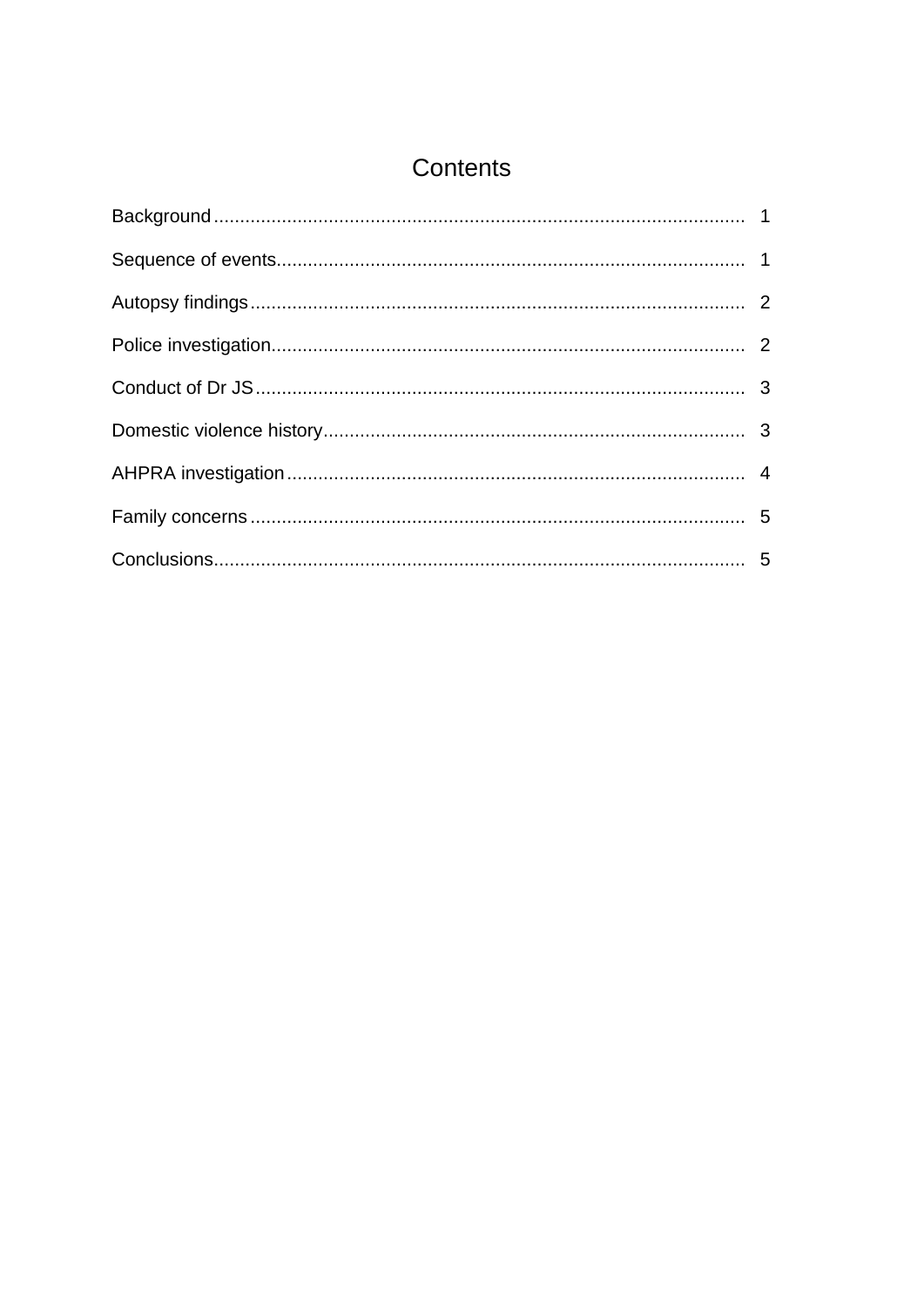# Contents

| | |
|---|---|
| Background | 1 |
| Sequence of events | 1 |
| Autopsy findings | 2 |
| Police investigation | 2 |
| Conduct of Dr JS | 3 |
| Domestic violence history | 3 |
| AHPRA investigation | 4 |
| Family concerns | 5 |
| Conclusions | 5 |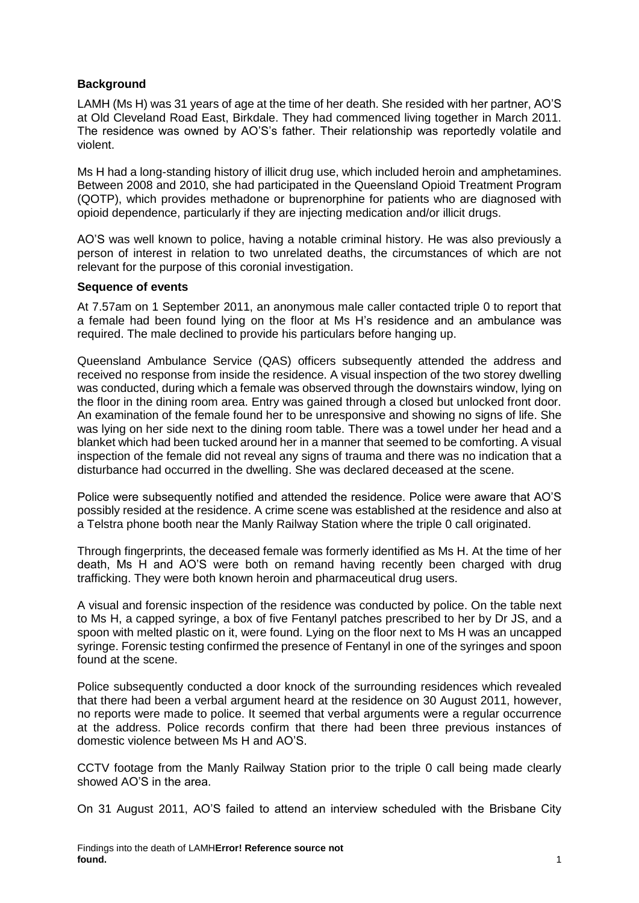### Background

LAMH (Ms H) was 31 years of age at the time of her death. She resided with her partner, AO'S at Old Cleveland Road East, Birkdale. They had commenced living together in March 2011. The residence was owned by AO'S's father. Their relationship was reportedly volatile and violent.

Ms H had a long-standing history of illicit drug use, which included heroin and amphetamines. Between 2008 and 2010, she had participated in the Queensland Opioid Treatment Program (QOTP), which provides methadone or buprenorphine for patients who are diagnosed with opioid dependence, particularly if they are injecting medication and/or illicit drugs.

AO'S was well known to police, having a notable criminal history. He was also previously a person of interest in relation to two unrelated deaths, the circumstances of which are not relevant for the purpose of this coronial investigation.

### Sequence of events

At 7.57am on 1 September 2011, an anonymous male caller contacted triple 0 to report that a female had been found lying on the floor at Ms H's residence and an ambulance was required. The male declined to provide his particulars before hanging up.

Queensland Ambulance Service (QAS) officers subsequently attended the address and received no response from inside the residence. A visual inspection of the two storey dwelling was conducted, during which a female was observed through the downstairs window, lying on the floor in the dining room area. Entry was gained through a closed but unlocked front door. An examination of the female found her to be unresponsive and showing no signs of life. She was lying on her side next to the dining room table. There was a towel under her head and a blanket which had been tucked around her in a manner that seemed to be comforting. A visual inspection of the female did not reveal any signs of trauma and there was no indication that a disturbance had occurred in the dwelling. She was declared deceased at the scene.

Police were subsequently notified and attended the residence. Police were aware that AO'S possibly resided at the residence. A crime scene was established at the residence and also at a Telstra phone booth near the Manly Railway Station where the triple 0 call originated.

Through fingerprints, the deceased female was formerly identified as Ms H. At the time of her death, Ms H and AO'S were both on remand having recently been charged with drug trafficking. They were both known heroin and pharmaceutical drug users.

A visual and forensic inspection of the residence was conducted by police. On the table next to Ms H, a capped syringe, a box of five Fentanyl patches prescribed to her by Dr JS, and a spoon with melted plastic on it, were found. Lying on the floor next to Ms H was an uncapped syringe. Forensic testing confirmed the presence of Fentanyl in one of the syringes and spoon found at the scene.

Police subsequently conducted a door knock of the surrounding residences which revealed that there had been a verbal argument heard at the residence on 30 August 2011, however, no reports were made to police. It seemed that verbal arguments were a regular occurrence at the address. Police records confirm that there had been three previous instances of domestic violence between Ms H and AO'S.

CCTV footage from the Manly Railway Station prior to the triple 0 call being made clearly showed AO'S in the area.

On 31 August 2011, AO'S failed to attend an interview scheduled with the Brisbane City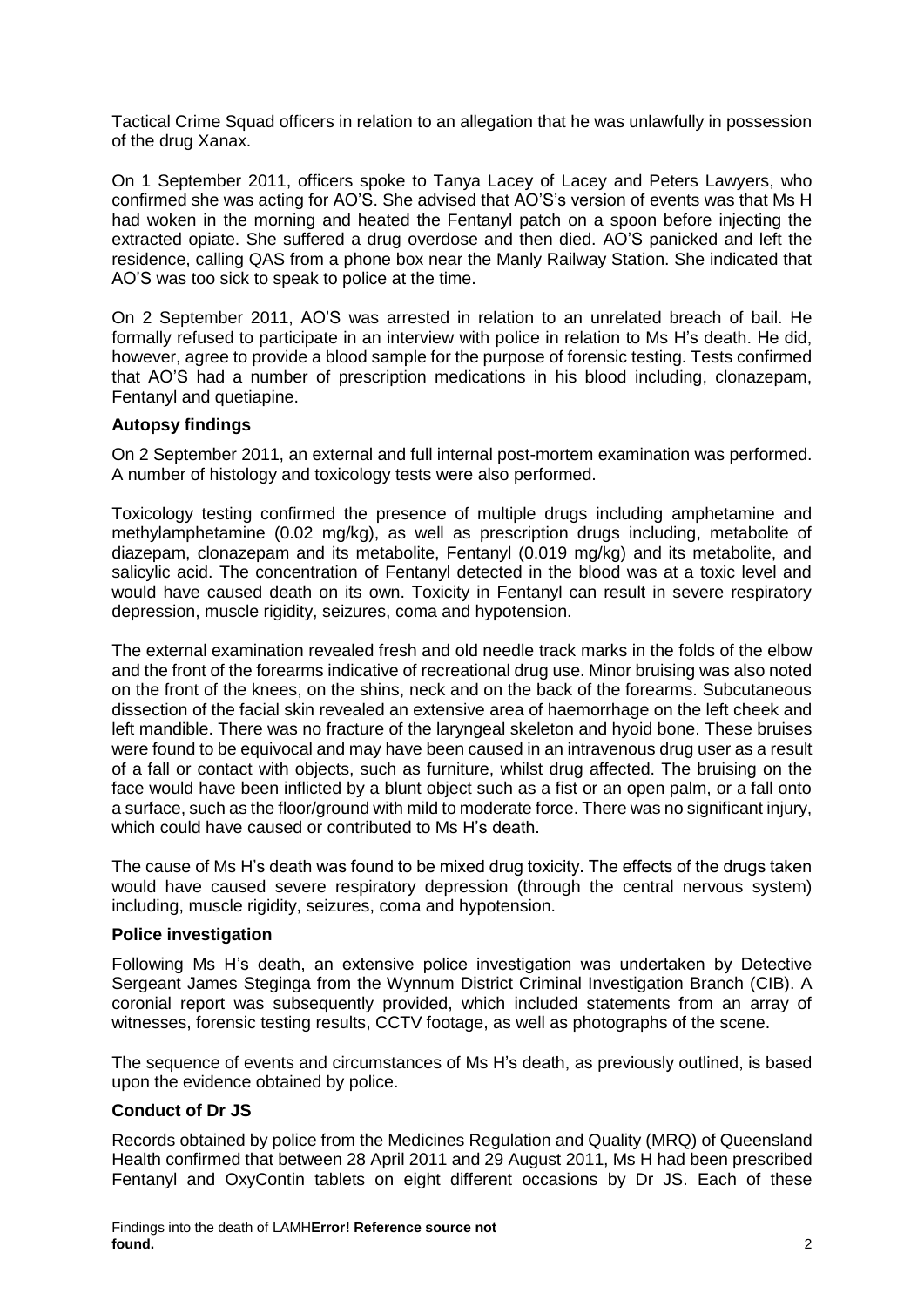Tactical Crime Squad officers in relation to an allegation that he was unlawfully in possession of the drug Xanax.

On 1 September 2011, officers spoke to Tanya Lacey of Lacey and Peters Lawyers, who confirmed she was acting for AO'S. She advised that AO'S's version of events was that Ms H had woken in the morning and heated the Fentanyl patch on a spoon before injecting the extracted opiate. She suffered a drug overdose and then died. AO'S panicked and left the residence, calling QAS from a phone box near the Manly Railway Station. She indicated that AO'S was too sick to speak to police at the time.

On 2 September 2011, AO'S was arrested in relation to an unrelated breach of bail. He formally refused to participate in an interview with police in relation to Ms H's death. He did, however, agree to provide a blood sample for the purpose of forensic testing. Tests confirmed that AO'S had a number of prescription medications in his blood including, clonazepam, Fentanyl and quetiapine.

**Autopsy findings**

On 2 September 2011, an external and full internal post-mortem examination was performed. A number of histology and toxicology tests were also performed.

Toxicology testing confirmed the presence of multiple drugs including amphetamine and methylamphetamine (0.02 mg/kg), as well as prescription drugs including, metabolite of diazepam, clonazepam and its metabolite, Fentanyl (0.019 mg/kg) and its metabolite, and salicylic acid. The concentration of Fentanyl detected in the blood was at a toxic level and would have caused death on its own. Toxicity in Fentanyl can result in severe respiratory depression, muscle rigidity, seizures, coma and hypotension.

The external examination revealed fresh and old needle track marks in the folds of the elbow and the front of the forearms indicative of recreational drug use. Minor bruising was also noted on the front of the knees, on the shins, neck and on the back of the forearms. Subcutaneous dissection of the facial skin revealed an extensive area of haemorrhage on the left cheek and left mandible. There was no fracture of the laryngeal skeleton and hyoid bone. These bruises were found to be equivocal and may have been caused in an intravenous drug user as a result of a fall or contact with objects, such as furniture, whilst drug affected. The bruising on the face would have been inflicted by a blunt object such as a fist or an open palm, or a fall onto a surface, such as the floor/ground with mild to moderate force. There was no significant injury, which could have caused or contributed to Ms H's death.

The cause of Ms H's death was found to be mixed drug toxicity. The effects of the drugs taken would have caused severe respiratory depression (through the central nervous system) including, muscle rigidity, seizures, coma and hypotension.

**Police investigation**

Following Ms H's death, an extensive police investigation was undertaken by Detective Sergeant James Steginga from the Wynnum District Criminal Investigation Branch (CIB). A coronial report was subsequently provided, which included statements from an array of witnesses, forensic testing results, CCTV footage, as well as photographs of the scene.

The sequence of events and circumstances of Ms H's death, as previously outlined, is based upon the evidence obtained by police.

**Conduct of Dr JS**

Records obtained by police from the Medicines Regulation and Quality (MRQ) of Queensland Health confirmed that between 28 April 2011 and 29 August 2011, Ms H had been prescribed Fentanyl and OxyContin tablets on eight different occasions by Dr JS. Each of these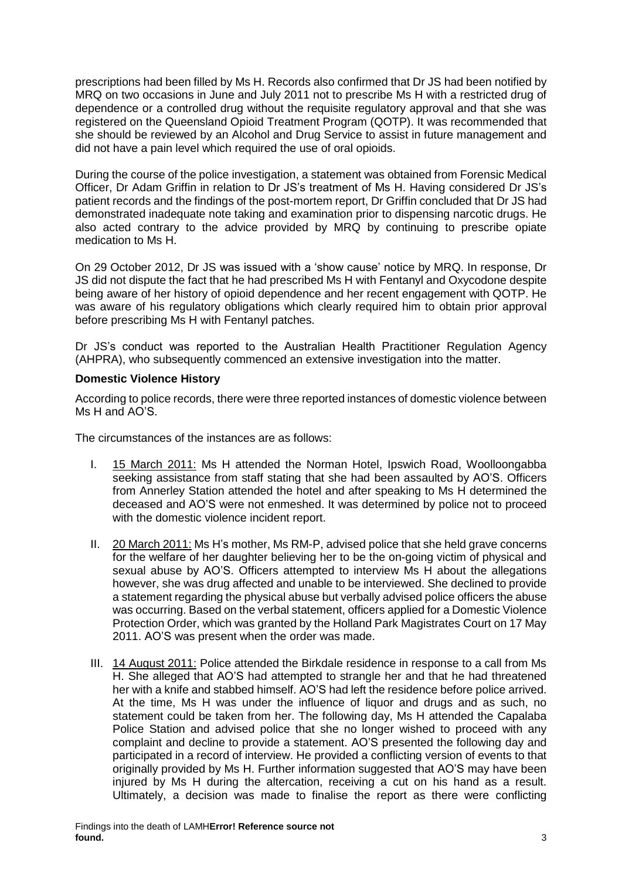prescriptions had been filled by Ms H. Records also confirmed that Dr JS had been notified by MRQ on two occasions in June and July 2011 not to prescribe Ms H with a restricted drug of dependence or a controlled drug without the requisite regulatory approval and that she was registered on the Queensland Opioid Treatment Program (QOTP). It was recommended that she should be reviewed by an Alcohol and Drug Service to assist in future management and did not have a pain level which required the use of oral opioids.

During the course of the police investigation, a statement was obtained from Forensic Medical Officer, Dr Adam Griffin in relation to Dr JS's treatment of Ms H. Having considered Dr JS's patient records and the findings of the post-mortem report, Dr Griffin concluded that Dr JS had demonstrated inadequate note taking and examination prior to dispensing narcotic drugs. He also acted contrary to the advice provided by MRQ by continuing to prescribe opiate medication to Ms H.

On 29 October 2012, Dr JS was issued with a 'show cause' notice by MRQ. In response, Dr JS did not dispute the fact that he had prescribed Ms H with Fentanyl and Oxycodone despite being aware of her history of opioid dependence and her recent engagement with QOTP. He was aware of his regulatory obligations which clearly required him to obtain prior approval before prescribing Ms H with Fentanyl patches.

Dr JS's conduct was reported to the Australian Health Practitioner Regulation Agency (AHPRA), who subsequently commenced an extensive investigation into the matter.

**Domestic Violence History**

According to police records, there were three reported instances of domestic violence between Ms H and AO'S.

The circumstances of the instances are as follows:

I. 15 March 2011: Ms H attended the Norman Hotel, Ipswich Road, Woolloongabba seeking assistance from staff stating that she had been assaulted by AO'S. Officers from Annerley Station attended the hotel and after speaking to Ms H determined the deceased and AO'S were not enmeshed. It was determined by police not to proceed with the domestic violence incident report.

II. 20 March 2011: Ms H's mother, Ms RM-P, advised police that she held grave concerns for the welfare of her daughter believing her to be the on-going victim of physical and sexual abuse by AO'S. Officers attempted to interview Ms H about the allegations however, she was drug affected and unable to be interviewed. She declined to provide a statement regarding the physical abuse but verbally advised police officers the abuse was occurring. Based on the verbal statement, officers applied for a Domestic Violence Protection Order, which was granted by the Holland Park Magistrates Court on 17 May 2011. AO'S was present when the order was made.

III. 14 August 2011: Police attended the Birkdale residence in response to a call from Ms H. She alleged that AO'S had attempted to strangle her and that he had threatened her with a knife and stabbed himself. AO'S had left the residence before police arrived. At the time, Ms H was under the influence of liquor and drugs and as such, no statement could be taken from her. The following day, Ms H attended the Capalaba Police Station and advised police that she no longer wished to proceed with any complaint and decline to provide a statement. AO'S presented the following day and participated in a record of interview. He provided a conflicting version of events to that originally provided by Ms H. Further information suggested that AO'S may have been injured by Ms H during the altercation, receiving a cut on his hand as a result. Ultimately, a decision was made to finalise the report as there were conflicting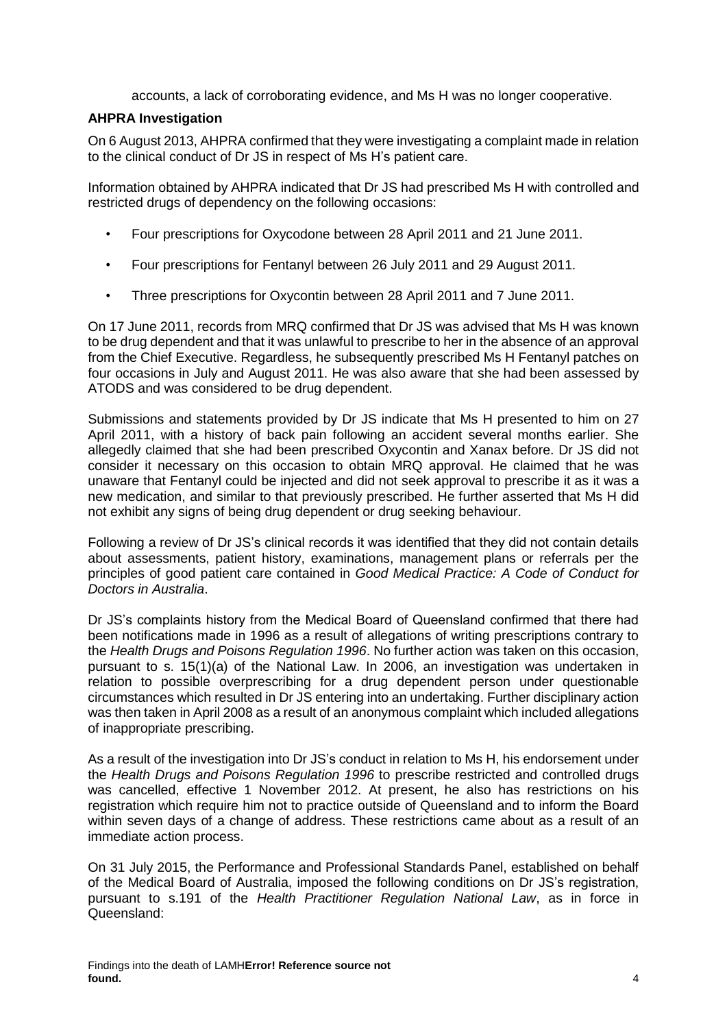accounts, a lack of corroborating evidence, and Ms H was no longer cooperative.

**AHPRA Investigation**

On 6 August 2013, AHPRA confirmed that they were investigating a complaint made in relation to the clinical conduct of Dr JS in respect of Ms H's patient care.

Information obtained by AHPRA indicated that Dr JS had prescribed Ms H with controlled and restricted drugs of dependency on the following occasions:

- Four prescriptions for Oxycodone between 28 April 2011 and 21 June 2011.
- Four prescriptions for Fentanyl between 26 July 2011 and 29 August 2011.
- Three prescriptions for Oxycontin between 28 April 2011 and 7 June 2011.

On 17 June 2011, records from MRQ confirmed that Dr JS was advised that Ms H was known to be drug dependent and that it was unlawful to prescribe to her in the absence of an approval from the Chief Executive. Regardless, he subsequently prescribed Ms H Fentanyl patches on four occasions in July and August 2011. He was also aware that she had been assessed by ATODS and was considered to be drug dependent.

Submissions and statements provided by Dr JS indicate that Ms H presented to him on 27 April 2011, with a history of back pain following an accident several months earlier. She allegedly claimed that she had been prescribed Oxycontin and Xanax before. Dr JS did not consider it necessary on this occasion to obtain MRQ approval. He claimed that he was unaware that Fentanyl could be injected and did not seek approval to prescribe it as it was a new medication, and similar to that previously prescribed. He further asserted that Ms H did not exhibit any signs of being drug dependent or drug seeking behaviour.

Following a review of Dr JS's clinical records it was identified that they did not contain details about assessments, patient history, examinations, management plans or referrals per the principles of good patient care contained in *Good Medical Practice: A Code of Conduct for Doctors in Australia*.

Dr JS's complaints history from the Medical Board of Queensland confirmed that there had been notifications made in 1996 as a result of allegations of writing prescriptions contrary to the *Health Drugs and Poisons Regulation 1996*. No further action was taken on this occasion, pursuant to s. 15(1)(a) of the National Law. In 2006, an investigation was undertaken in relation to possible overprescribing for a drug dependent person under questionable circumstances which resulted in Dr JS entering into an undertaking. Further disciplinary action was then taken in April 2008 as a result of an anonymous complaint which included allegations of inappropriate prescribing.

As a result of the investigation into Dr JS's conduct in relation to Ms H, his endorsement under the *Health Drugs and Poisons Regulation 1996* to prescribe restricted and controlled drugs was cancelled, effective 1 November 2012. At present, he also has restrictions on his registration which require him not to practice outside of Queensland and to inform the Board within seven days of a change of address. These restrictions came about as a result of an immediate action process.

On 31 July 2015, the Performance and Professional Standards Panel, established on behalf of the Medical Board of Australia, imposed the following conditions on Dr JS's registration, pursuant to s.191 of the *Health Practitioner Regulation National Law*, as in force in Queensland: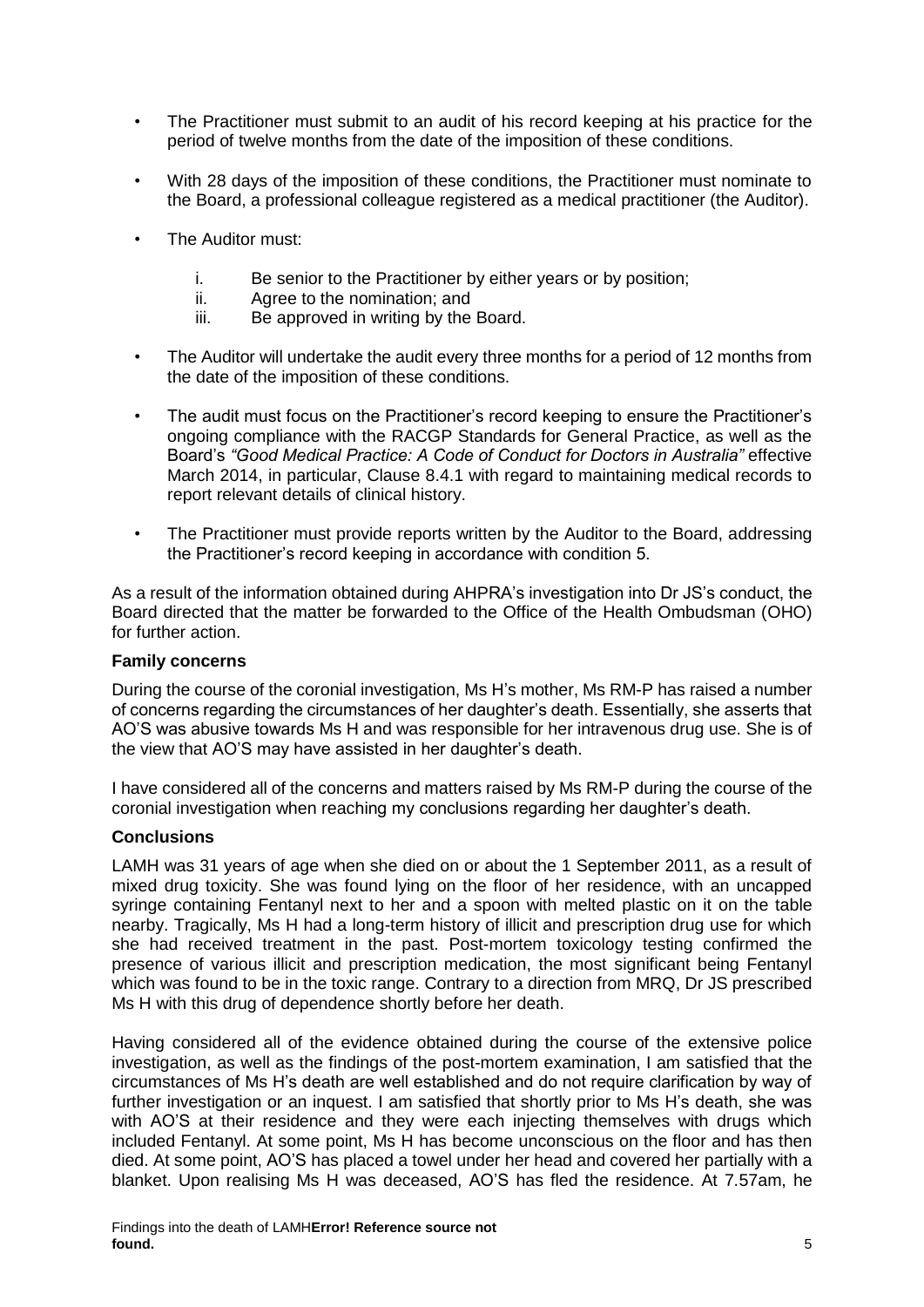- The Practitioner must submit to an audit of his record keeping at his practice for the period of twelve months from the date of the imposition of these conditions.
- With 28 days of the imposition of these conditions, the Practitioner must nominate to the Board, a professional colleague registered as a medical practitioner (the Auditor).
- The Auditor must:
  i. Be senior to the Practitioner by either years or by position;
  ii. Agree to the nomination; and
  iii. Be approved in writing by the Board.
- The Auditor will undertake the audit every three months for a period of 12 months from the date of the imposition of these conditions.
- The audit must focus on the Practitioner's record keeping to ensure the Practitioner's ongoing compliance with the RACGP Standards for General Practice, as well as the Board's *"Good Medical Practice: A Code of Conduct for Doctors in Australia"* effective March 2014, in particular, Clause 8.4.1 with regard to maintaining medical records to report relevant details of clinical history.
- The Practitioner must provide reports written by the Auditor to the Board, addressing the Practitioner's record keeping in accordance with condition 5.

As a result of the information obtained during AHPRA's investigation into Dr JS's conduct, the Board directed that the matter be forwarded to the Office of the Health Ombudsman (OHO) for further action.

**Family concerns**

During the course of the coronial investigation, Ms H's mother, Ms RM-P has raised a number of concerns regarding the circumstances of her daughter's death. Essentially, she asserts that AO'S was abusive towards Ms H and was responsible for her intravenous drug use. She is of the view that AO'S may have assisted in her daughter's death.

I have considered all of the concerns and matters raised by Ms RM-P during the course of the coronial investigation when reaching my conclusions regarding her daughter's death.

**Conclusions**

LAMH was 31 years of age when she died on or about the 1 September 2011, as a result of mixed drug toxicity. She was found lying on the floor of her residence, with an uncapped syringe containing Fentanyl next to her and a spoon with melted plastic on it on the table nearby. Tragically, Ms H had a long-term history of illicit and prescription drug use for which she had received treatment in the past. Post-mortem toxicology testing confirmed the presence of various illicit and prescription medication, the most significant being Fentanyl which was found to be in the toxic range. Contrary to a direction from MRQ, Dr JS prescribed Ms H with this drug of dependence shortly before her death.

Having considered all of the evidence obtained during the course of the extensive police investigation, as well as the findings of the post-mortem examination, I am satisfied that the circumstances of Ms H's death are well established and do not require clarification by way of further investigation or an inquest. I am satisfied that shortly prior to Ms H's death, she was with AO'S at their residence and they were each injecting themselves with drugs which included Fentanyl. At some point, Ms H has become unconscious on the floor and has then died. At some point, AO'S has placed a towel under her head and covered her partially with a blanket. Upon realising Ms H was deceased, AO'S has fled the residence. At 7.57am, he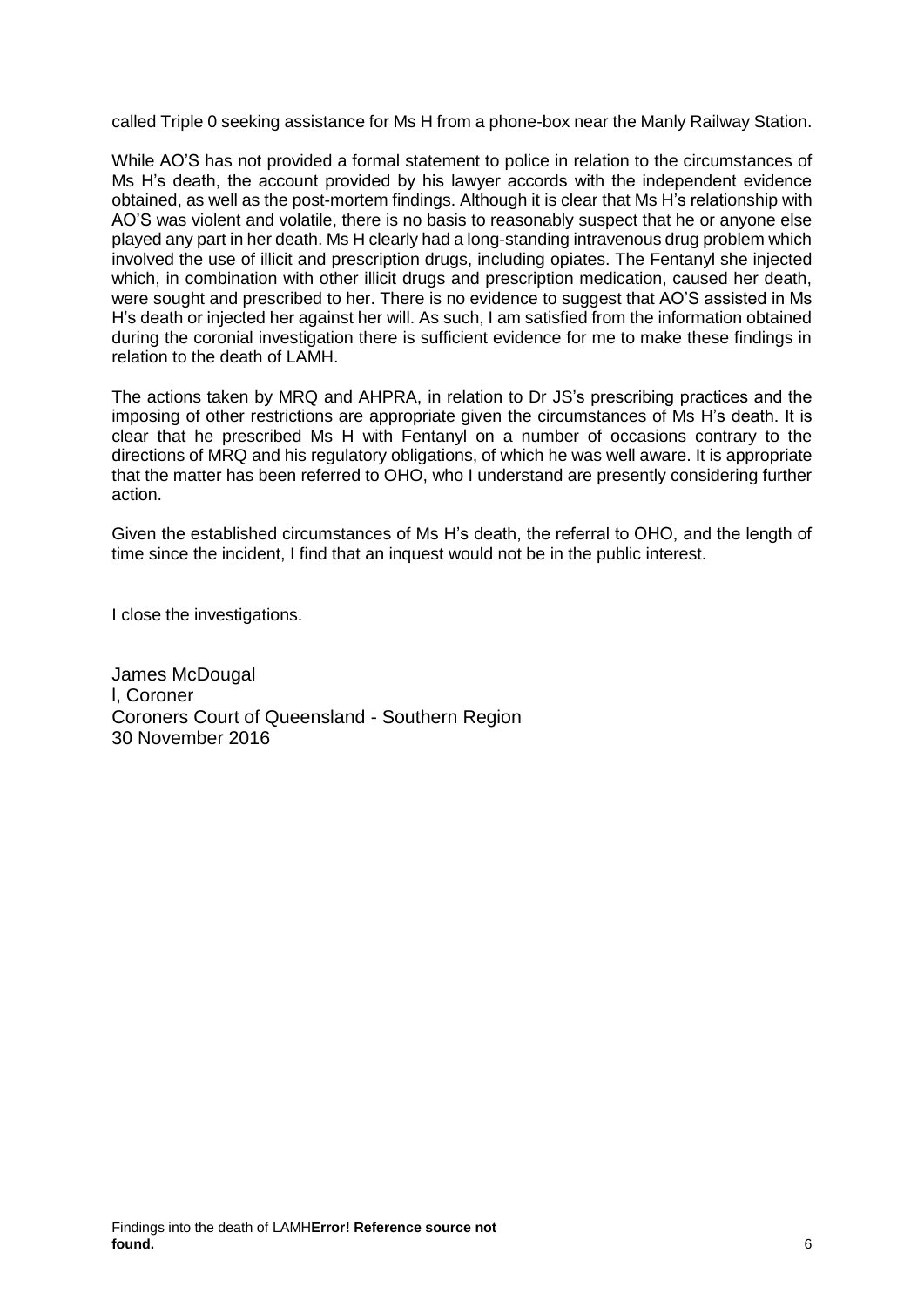called Triple 0 seeking assistance for Ms H from a phone-box near the Manly Railway Station.

While AO'S has not provided a formal statement to police in relation to the circumstances of Ms H's death, the account provided by his lawyer accords with the independent evidence obtained, as well as the post-mortem findings. Although it is clear that Ms H's relationship with AO'S was violent and volatile, there is no basis to reasonably suspect that he or anyone else played any part in her death. Ms H clearly had a long-standing intravenous drug problem which involved the use of illicit and prescription drugs, including opiates. The Fentanyl she injected which, in combination with other illicit drugs and prescription medication, caused her death, were sought and prescribed to her. There is no evidence to suggest that AO'S assisted in Ms H's death or injected her against her will. As such, I am satisfied from the information obtained during the coronial investigation there is sufficient evidence for me to make these findings in relation to the death of LAMH.

The actions taken by MRQ and AHPRA, in relation to Dr JS's prescribing practices and the imposing of other restrictions are appropriate given the circumstances of Ms H's death. It is clear that he prescribed Ms H with Fentanyl on a number of occasions contrary to the directions of MRQ and his regulatory obligations, of which he was well aware. It is appropriate that the matter has been referred to OHO, who I understand are presently considering further action.

Given the established circumstances of Ms H's death, the referral to OHO, and the length of time since the incident, I find that an inquest would not be in the public interest.

I close the investigations.

James McDougal
l, Coroner
Coroners Court of Queensland - Southern Region
30 November 2016